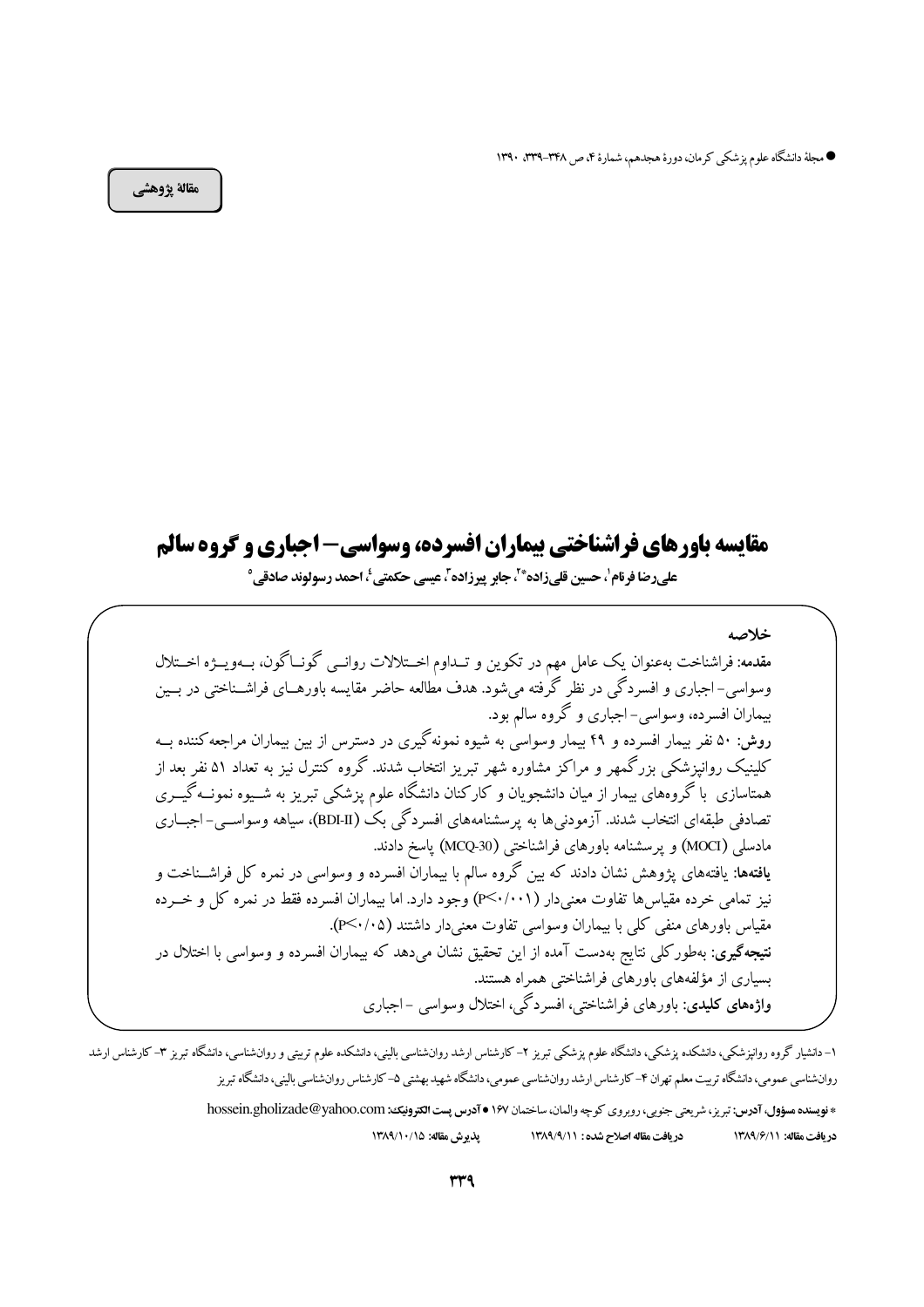مقالهٔ پژوهشی

# مقایسه باورهای فراشناختی بیماران افسرده، وسواسی- اجباری و گروه سالم

**علی‌رضا فرنام[1]، حسین قلی‌زاده*[2]، جابر پیرزاده[3]، عیسی حکمتی[4]، احمد رسولوند صادقی[5]**

## خلاصه

**مقدمه:** فراشناخت به‌عنوان یک عامل مهم در تکوین و تداوم اختلالات روانی گوناگون، به‌ویژه اختلال وسواسی- اجباری و افسردگی در نظر گرفته می‌شود. هدف مطالعه حاضر مقایسه باورهای فراشناختی در بین بیماران افسرده، وسواسی- اجباری و گروه سالم بود.

**روش:** ۵۰ نفر بیمار افسرده و ۴۹ بیمار وسواسی به شیوه نمونه‌گیری در دسترس از بین بیماران مراجعه‌کننده به کلینیک روانپزشکی بزرگمهر و مراکز مشاوره شهر تبریز انتخاب شدند. گروه کنترل نیز به تعداد ۵۱ نفر بعد از همتاسازی با گروه‌های بیمار از میان دانشجویان و کارکنان دانشگاه علوم پزشکی تبریز به شیوه نمونه‌گیری تصادفی طبقه‌ای انتخاب شدند. آزمودنی‌ها به پرسشنامه‌های افسردگی بک (BDI-II)، سیاهه وسواسی- اجباری مادسلی (MOCI) و پرسشنامه باورهای فراشناختی (MCQ-30) پاسخ دادند.

**یافته‌ها:** یافته‌های پژوهش نشان دادند که بین گروه سالم با بیماران افسرده و وسواسی در نمره کل فراشناخت و نیز تمامی خرده مقیاس‌ها تفاوت معنی‌دار ($P<0/001$) وجود دارد. اما بیماران افسرده فقط در نمره کل و خرده مقیاس باورهای منفی کلی با بیماران وسواسی تفاوت معنی‌دار داشتند ($P<0/05$).

**نتیجه‌گیری:** به‌طور کلی نتایج به‌دست آمده از این تحقیق نشان می‌دهد که بیماران افسرده و وسواسی با اختلال در بسیاری از مؤلفه‌های باورهای فراشناختی همراه هستند.

**واژه‌های کلیدی:** باورهای فراشناختی، افسردگی، اختلال وسواسی- اجباری

---

۱- دانشیار گروه روانپزشکی، دانشکده پزشکی، دانشگاه علوم پزشکی تبریز ۲- کارشناس ارشد روان‌شناسی بالینی، دانشکده علوم تربیتی و روان‌شناسی، دانشگاه تبریز ۳- کارشناس ارشد روان‌شناسی عمومی، دانشگاه تربیت معلم تهران ۴- کارشناس ارشد روان‌شناسی عمومی، دانشگاه شهید بهشتی ۵- کارشناس روان‌شناسی بالینی، دانشگاه تبریز

\* **نویسنده مسؤول، آدرس:** تبریز، شریعتی جنوبی، روبروی کوچه والمان، ساختمان ۱۶۷ • **آدرس پست الکترونیک:** hossein.gholizade@yahoo.com

**دریافت مقاله:** ۱۳۸۹/۶/۱۱ **دریافت مقاله اصلاح شده:** ۱۳۸۹/۹/۱۱ **پذیرش مقاله:** ۱۳۸۹/۱۰/۱۵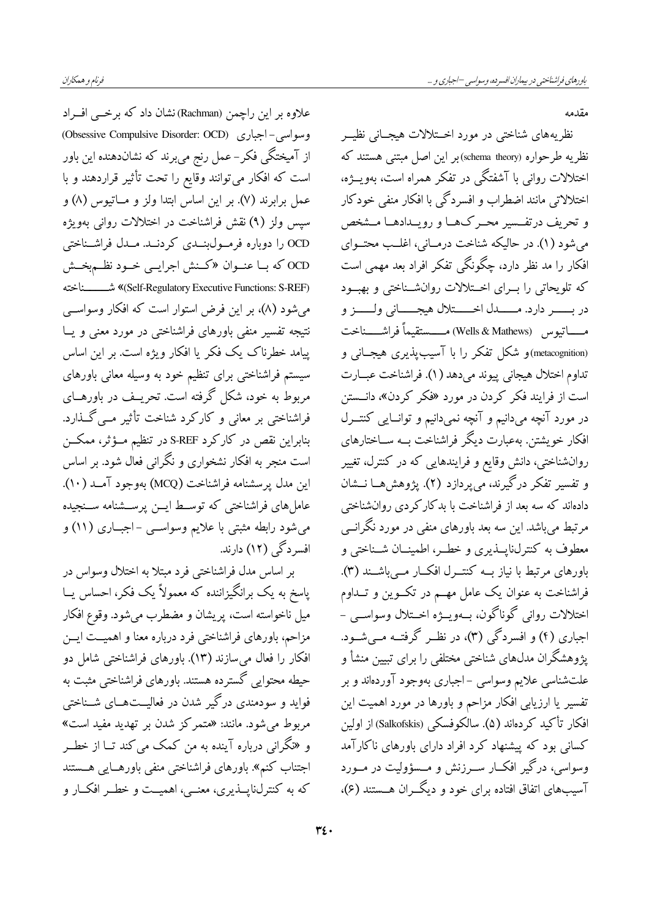## مقدمه

نظریه‌های شناختی در مورد اختلالات هیجانی نظیر نظریه طرحواره (schema theory) بر این اصل مبتنی هستند که اختلالات روانی با آشفتگی در تفکر همراه است، به‌ویژه، اختلالاتی مانند اضطراب و افسردگی با افکار منفی خودکار و تحریف درتفسیر محرک‌ها و رویدادها مشخص می‌شود (۱). در حالیکه شناخت درمانی، اغلب محتوای افکار را مد نظر دارد، چگونگی تفکر افراد بعد مهمی است که تلویحاتی را برای اختلالات روانشناختی و بهبود در بر دارد. مدل اختلال هیجانی ولز و ماتیوس (Wells & Mathews) مستقیماً فراشناخت (metacognition) و شکل تفکر را با آسیب‌پذیری هیجانی و تداوم اختلال هیجانی پیوند می‌دهد (۱). فراشناخت عبارت است از فرایند فکر کردن در مورد «فکر کردن»، دانستن در مورد آنچه می‌دانیم و آنچه نمی‌دانیم و توانایی کنترل افکار خویشتن. به‌عبارت دیگر فراشناخت به ساختارهای روان‌شناختی، دانش وقایع و فرایندهایی که در کنترل، تغییر و تفسیر تفکر درگیرند، می‌پردازد (۲). پژوهش‌ها نشان داده‌اند که سه بعد از فراشناخت با بدکارکردی روانشناختی مرتبط می‌باشد. این سه بعد باورهای منفی در مورد نگرانی معطوف به کنترل‌ناپذیری و خطر، اطمینان شناختی و باورهای مرتبط با نیاز به کنترل افکار می‌باشند (۳). فراشناخت به عنوان یک عامل مهم در تکوین و تداوم اختلالات روانی گوناگون، به‌ویژه اختلال وسواسی - اجباری (۴) و افسردگی (۳)، در نظر گرفته می‌شود. پژوهشگران مدل‌های شناختی مختلفی را برای تبیین منشأ و علت‌شناسی علایم وسواسی - اجباری به‌وجود آورده‌اند و بر تفسیر یا ارزیابی افکار مزاحم و باورها در مورد اهمیت این افکار تأکید کرده‌اند (۵). سالکوفسکی (Salkofskis) از اولین کسانی بود که پیشنهاد کرد افراد دارای باورهای ناکارآمد وسواسی، درگیر افکار سرزنش و مسؤولیت در مورد آسیب‌های اتفاق افتاده برای خود و دیگران هستند (۶)، علاوه بر این راچمن (Rachman) نشان داد که برخی افراد وسواسی- اجباری (Obsessive Compulsive Disorder: OCD) از آمیختگی فکر- عمل رنج می‌برند که نشان‌دهنده این باور است که افکار می‌توانند وقایع را تحت تأثیر قراردهند و با عمل برابرند (۷). بر این اساس ابتدا ولز و ماتیوس (۸) و سپس ولز (۹) نقش فراشناخت در اختلالات روانی به‌ویژه OCD را دوباره فرمول‌بندی کردند. مدل فراشناختی OCD که با عنوان «کنش اجرایی خود نظم‌بخش (Self-Regulatory Executive Functions: S-REF)» شناخته می‌شود (۸)، بر این فرض استوار است که افکار وسواسی نتیجه تفسیر منفی باورهای فراشناختی در مورد معنی و یا پیامد خطرناک یک فکر یا افکار ویژه است. بر این اساس سیستم فراشناختی برای تنظیم خود به وسیله معانی باورهای مربوط به خود، شکل گرفته است. تحریف در باورهای فراشناختی بر معانی و کارکرد شناخت تأثیر می‌گذارد. بنابراین نقص در کارکرد S-REF در تنظیم مؤثر، ممکن است منجر به افکار نشخواری و نگرانی فعال شود. بر اساس این مدل پرسشنامه فراشناخت (MCQ) به‌وجود آمد (۱۰). عامل‌های فراشناختی که توسط این پرسشنامه سنجیده می‌شود رابطه مثبتی با علایم وسواسی - اجباری (۱۱) و افسردگی (۱۲) دارند.

بر اساس مدل فراشناختی فرد مبتلا به اختلال وسواس در پاسخ به یک برانگیزاننده که معمولاً یک فکر، احساس یا میل ناخواسته است، پریشان و مضطرب می‌شود. وقوع افکار مزاحم، باورهای فراشناختی فرد درباره معنا و اهمیت این افکار را فعال می‌سازند (۱۳). باورهای فراشناختی شامل دو حیطه محتوایی گسترده هستند. باورهای فراشناختی مثبت به فواید و سودمندی درگیر شدن در فعالیت‌های شناختی مربوط می‌شود. مانند: «متمرکز شدن بر تهدید مفید است» و «نگرانی درباره آینده به من کمک می‌کند تا از خطر اجتناب کنم». باورهای فراشناختی منفی باورهایی هستند که به کنترل‌ناپذیری، معنی، اهمیت و خطر افکار و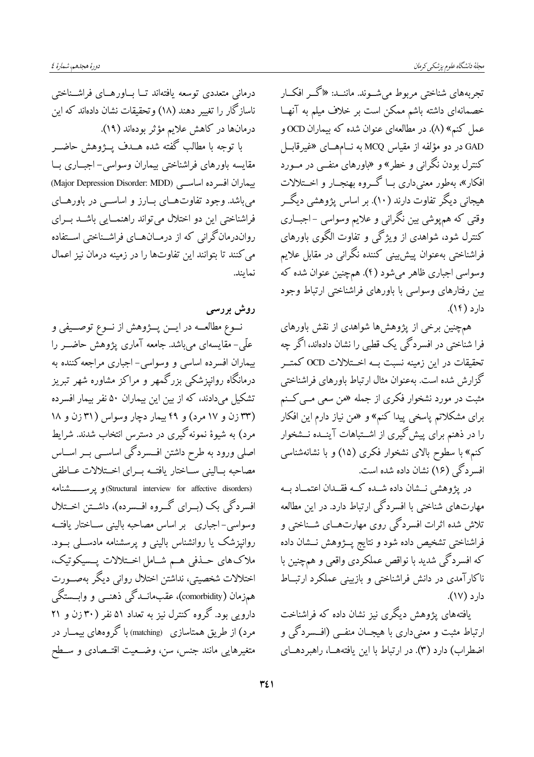تجربه‌های شناختی مربوط می‌شوند. مانند: «اگر افکار خصمانه‌ای داشته باشم ممکن است بر خلاف میلم به آنها عمل کنم» (۸). در مطالعه‌ای عنوان شده که بیماران OCD و GAD در دو مؤلفه از مقیاس MCQ به نام‌های «غیرقابل کنترل بودن نگرانی و خطر» و «باورهای منفی در مورد افکار»، به‌طور معنی‌داری با گروه بهنجار و اختلالات هیجانی دیگر تفاوت دارند (۱۰). بر اساس پژوهشی دیگر وقتی که هم‌پوشی بین نگرانی و علایم وسواسی - اجباری کنترل شود، شواهدی از ویژگی و تفاوت الگوی باورهای فراشناختی به‌عنوان پیش‌بینی کننده نگرانی در مقابل علایم وسواسی اجباری ظاهر می‌شود (۴). هم‌چنین عنوان شده که بین رفتارهای وسواسی با باورهای فراشناختی ارتباط وجود دارد (۱۴).

هم‌چنین برخی از پژوهش‌ها شواهدی از نقش باورهای فرا شناختی در افسردگی یک قطبی را نشان داده‌اند، اگر چه تحقیقات در این زمینه نسبت به اختلالات OCD کمتر گزارش شده است. به‌عنوان مثال ارتباط باورهای فراشناختی مثبت در مورد نشخوار فکری از جمله «من سعی می‌کنم برای مشکلاتم پاسخی پیدا کنم» و «من نیاز دارم این افکار را در ذهنم برای پیش‌گیری از اشتباهات آینده نشخوار کنم» با سطوح بالای نشخوار فکری (۱۵) و با نشانه‌شناسی افسردگی (۱۶) نشان داده شده است.

در پژوهشی نشان داده شده که فقدان اعتماد به مهارت‌های شناختی با افسردگی ارتباط دارد. در این مطالعه تلاش شده اثرات افسردگی روی مهارت‌های شناختی و فراشناختی تشخیص داده شود و نتایج پژوهش نشان داده که افسردگی شدید با نواقص عملکردی واقعی و هم‌چنین با ناکارآمدی در دانش فراشناختی و بازبینی عملکرد ارتباط دارد (۱۷).

یافته‌های پژوهش دیگری نیز نشان داده که فراشناخت ارتباط مثبت و معنی‌داری با هیجان منفی (افسردگی و اضطراب) دارد (۳). در ارتباط با این یافته‌ها، راهبردهای درمانی متعددی توسعه یافته‌اند تا باورهای فراشناختی ناسازگار را تغییر دهند (۱۸) وتحقیقات نشان داده‌اند که این درمان‌ها در کاهش علایم مؤثر بوده‌اند (۱۹).

با توجه با مطالب گفته شده هدف پژوهش حاضر مقایسه باورهای فراشناختی بیماران وسواسی- اجباری با بیماران افسرده اساسی (Major Depression Disorder: MDD) می‌باشد. وجود تفاوت‌های بارز و اساسی در باورهای فراشناختی این دو اختلال می‌تواند راهنمایی باشد برای روان‌درمان‌گرانی که از درمان‌های فراشناختی استفاده می‌کنند تا بتوانند این تفاوت‌ها را در زمینه درمان نیز اعمال نمایند.

## روش بررسی

نوع مطالعه در این پژوهش از نوع توصیفی و علّی- مقایسه‌ای می‌باشد. جامعه آماری پژوهش حاضر را بیماران افسرده اساسی و وسواسی- اجباری مراجعه‌کننده به درمانگاه روانپزشکی بزرگمهر و مراکز مشاوره شهر تبریز تشکیل می‌دادند، که از بین این بیماران ۵۰ نفر بیمار افسرده (۳۳ زن و ۱۷ مرد) و ۴۹ بیمار دچار وسواس (۳۱ زن و ۱۸ مرد) به شیوهٔ نمونه‌گیری در دسترس انتخاب شدند. شرایط اصلی ورود به طرح داشتن افسردگی اساسی بر اساس مصاحبه بالینی ساختار یافته برای اختلالات عاطفی (Structural interview for affective disorders) و پرسشنامه افسردگی بک (برای گروه افسرده)، داشتن اختلال وسواسی- اجباری بر اساس مصاحبه بالینی ساختار یافته روانپزشک یا روانشناس بالینی و پرسشنامه مادسلی بود. ملاک‌های حذفی هم شامل اختلالات پسیکوتیک، اختلالات شخصیتی، نداشتن اختلال روانی دیگر به‌صورت هم‌زمان (comorbidity)، عقب‌ماندگی ذهنی و وابستگی دارویی بود. گروه کنترل نیز به تعداد ۵۱ نفر (۳۰ زن و ۲۱ مرد) از طریق همتاسازی (matching) با گروه‌های بیمار در متغیرهایی مانند جنس، سن، وضعیت اقتصادی و سطح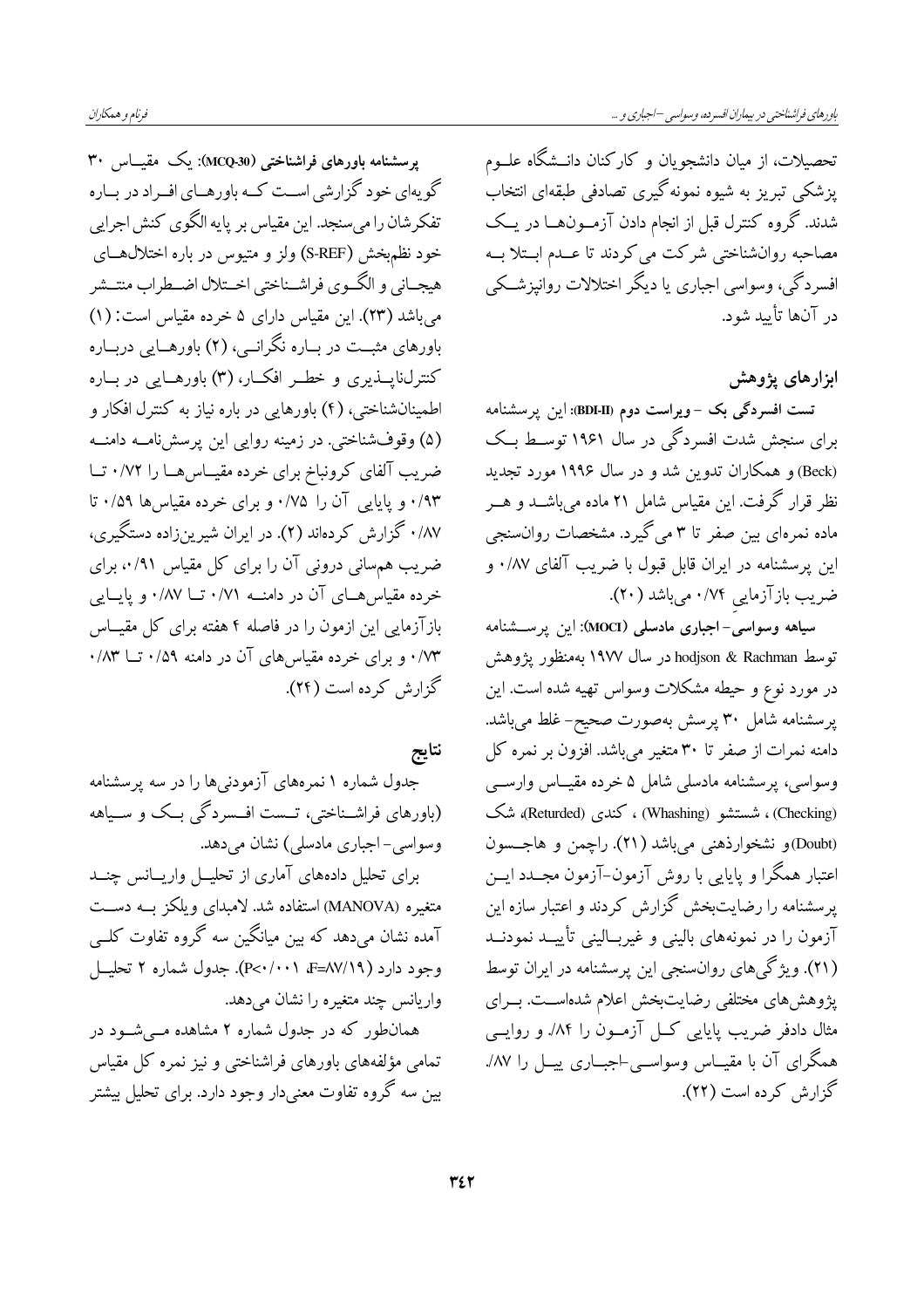تحصیلات، از میان دانشجویان و کارکنان دانشگاه علوم پزشکی تبریز به شیوه نمونه‌گیری تصادفی طبقه‌ای انتخاب شدند. گروه کنترل قبل از انجام دادن آزمون‌ها در یک مصاحبه روانشناختی شرکت می‌کردند تا عدم ابتلا به افسردگی، وسواس اجباری یا دیگر اختلالات روانپزشکی در آن‌ها تأیید شود.

## ابزارهای پژوهش

**تست افسردگی بک – ویراست دوم (BDI-II):** این پرسشنامه برای سنجش شدت افسردگی در سال ۱۹۶۱ توسط بک (Beck) و همکاران تدوین شد و در سال ۱۹۹۶ مورد تجدید نظر قرار گرفت. این مقیاس شامل ۲۱ ماده می‌باشد و هر ماده نمره‌ای بین صفر تا ۳ می‌گیرد. مشخصات روان‌سنجی این پرسشنامه در ایران قابل قبول با ضریب آلفای ۰/۸۷ و ضریب بازآزمایی ۰/۷۴ می‌باشد (۲۰).

**سیاهه وسواسی- اجباری مادسلی (MOCI):** این پرسشنامه توسط hodjson & Rachman در سال ۱۹۷۷ به‌منظور پژوهش در مورد نوع و حیطه مشکلات وسواس تهیه شده است. این پرسشنامه شامل ۳۰ پرسش به‌صورت صحیح- غلط می‌باشد. دامنه نمرات از صفر تا ۳۰ متغیر می‌باشد. افزون بر نمره کل وسواسی، پرسشنامه مادسلی شامل ۵ خرده مقیاس وارسی (Checking)، شستشو (Whashing)، کندی (Returded)، شک (Doubt) و نشخوارذهنی می‌باشد (۲۱). راچمن و هاجسون اعتبار همگرا و پایایی با روش آزمون-آزمون مجدد این پرسشنامه را رضایت‌بخش گزارش کردند و اعتبار سازه این آزمون را در نمونه‌های بالینی و غیربالینی تأیید نمودند (۲۱). ویژگی‌های روان‌سنجی این پرسشنامه در ایران توسط پژوهش‌های مختلفی رضایت‌بخش اعلام شده‌است. برای مثال دادفر ضریب پایایی کل آزمون را ۸۴/. و روایی همگرای آن با مقیاس وسواسی-اجباری ییل را ۸۷/. گزارش کرده است (۲۲).

**پرسشنامه باورهای فراشناختی (MCQ-30):** یک مقیاس ۳۰ گویه‌ای خود گزارشی است که باورهای افراد در باره تفکرشان را می‌سنجد. این مقیاس بر پایه الگوی کنش اجرایی خود نظم‌بخش (S-REF) ولز و متیوس در باره اختلال‌های هیجانی و الگوی فراشناختی اختلال اضطراب منتشر می‌باشد (۲۳). این مقیاس دارای ۵ خرده مقیاس است: (۱) باورهای مثبت در باره نگرانی، (۲) باورهایی درباره کنترل‌ناپذیری و خطر افکار، (۳) باورهایی در باره اطمینان‌شناختی، (۴) باورهایی در باره نیاز به کنترل افکار و (۵) وقوف‌شناختی. در زمینه روایی این پرسش‌نامه دامنه ضریب آلفای کرونباخ برای خرده مقیاس‌ها را ۰/۷۲ تا ۰/۹۳ و پایایی آن را ۰/۷۵ و برای خرده مقیاس‌ها ۰/۵۹ تا ۰/۸۷ گزارش کرده‌اند (۲). در ایران شیرین‌زاده دستگیری، ضریب همسانی درونی آن را برای کل مقیاس ۰/۹۱، برای خرده مقیاس‌های آن در دامنه ۰/۷۱ تا ۰/۸۷ و پایایی بازآزمایی این ازمون را در فاصله ۴ هفته برای کل مقیاس ۰/۷۳ و برای خرده مقیاس‌های آن در دامنه ۰/۵۹ تا ۰/۸۳ گزارش کرده است (۲۴).

## نتایج

جدول شماره ۱ نمره‌های آزمودنی‌ها را در سه پرسشنامه (باورهای فراشناختی، تست افسردگی بک و سیاهه وسواسی- اجباری مادسلی) نشان می‌دهد.

برای تحلیل داده‌های آماری از تحلیل واریانس چند متغیره (MANOVA) استفاده شد. لامبدای ویلکز به دست آمده نشان می‌دهد که بین میانگین سه گروه تفاوت کلی وجود دارد ($F=87/19$، $P<0/001$). جدول شماره ۲ تحلیل واریانس چند متغیره را نشان می‌دهد.

همان‌طور که در جدول شماره ۲ مشاهده می‌شود در تمامی مؤلفه‌های باورهای فراشناختی و نیز نمره کل مقیاس بین سه گروه تفاوت معنی‌دار وجود دارد. برای تحلیل بیشتر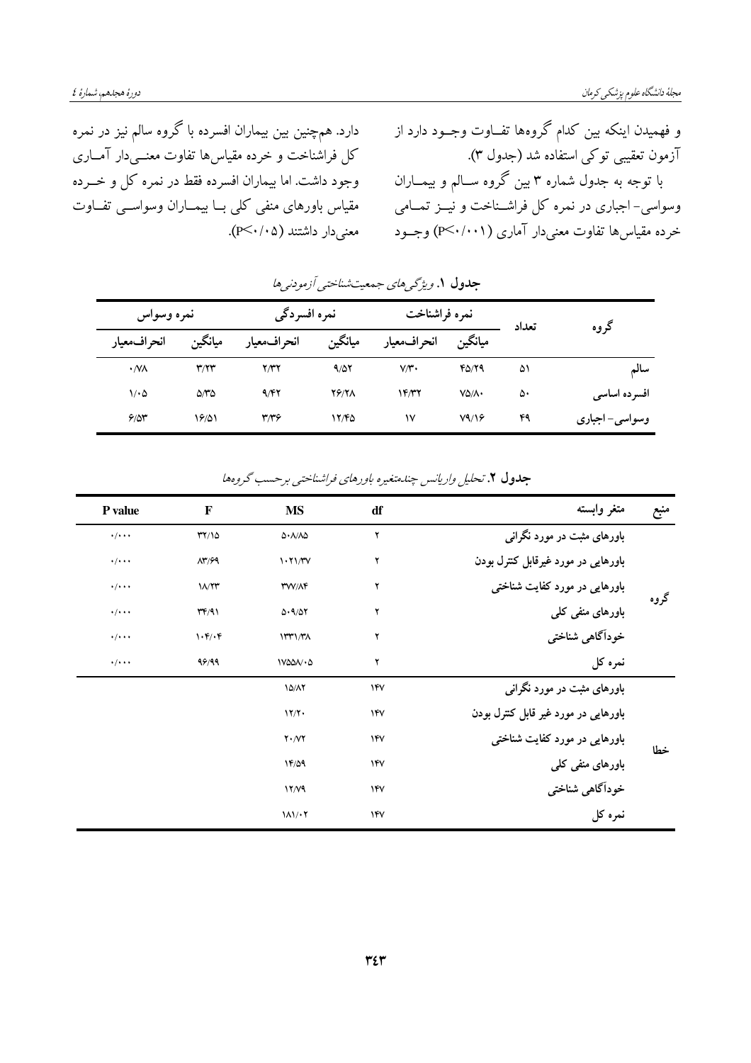و فهمیدن اینکه بین کدام گروه‌ها تفاوت وجود دارد از آزمون تعقیبی توکی استفاده شد (جدول ۳).

با توجه به جدول شماره ۳ بین گروه سالم و بیماران وسواسی- اجباری در نمره کل فراشناخت و نیز تمامی خرده مقیاس‌ها تفاوت معنی‌دار آماری (P<۰/۰۰۱) وجود دارد. همچنین بین بیماران افسرده با گروه سالم نیز در نمره کل فراشناخت و خرده مقیاس‌ها تفاوت معنی‌دار آماری وجود داشت. اما بیماران افسرده فقط در نمره کل و خرده مقیاس باورهای منفی کلی با بیماران وسواسی تفاوت معنی‌دار داشتند (P<۰/۰۵).

**جدول ۱.** *ویژگی‌های جمعیت‌شناختی آزمودنی‌ها*

| گروه | تعداد | نمره فراشناخت | | نمره افسردگی | | نمره وسواس | |
|---|---|---|---|---|---|---|---|
| | | میانگین | انحراف‌معیار | میانگین | انحراف‌معیار | میانگین | انحراف‌معیار |
| سالم | ۵۱ | ۴۵/۲۹ | ۷/۳۰ | ۹/۵۲ | ۲/۳۲ | ۳/۲۳ | ۰/۷۸ |
| افسرده اساسی | ۵۰ | ۷۵/۸۰ | ۱۴/۳۲ | ۲۶/۲۸ | ۹/۴۲ | ۵/۳۵ | ۱/۰۵ |
| وسواسی- اجباری | ۴۹ | ۷۹/۱۶ | ۱۷ | ۱۲/۴۵ | ۳/۳۶ | ۱۶/۵۱ | ۶/۵۳ |

**جدول ۲.** *تحلیل واریانس چندمتغیره باورهای فراشناختی برحسب گروه‌ها*

| منبع | متغیر وابسته | df | MS | F | P value |
|---|---|---|---|---|---|
| گروه | باورهای مثبت در مورد نگرانی | ۲ | ۵۰۸/۸۵ | ۳۲/۱۵ | ۰/۰۰۰ |
| | باورهایی در مورد غیرقابل کنترل بودن | ۲ | ۱۰۲۱/۳۷ | ۸۳/۶۹ | ۰/۰۰۰ |
| | باورهایی در مورد کفایت شناختی | ۲ | ۳۷۷/۸۴ | ۱۸/۲۳ | ۰/۰۰۰ |
| | باورهای منفی کلی | ۲ | ۵۰۹/۵۲ | ۳۴/۹۱ | ۰/۰۰۰ |
| | خودآگاهی شناختی | ۲ | ۱۳۳۱/۳۸ | ۱۰۴/۰۴ | ۰/۰۰۰ |
| | نمره کل | ۲ | ۱۷۵۵۸/۰۵ | ۹۶/۹۹ | ۰/۰۰۰ |
| خطا | باورهای مثبت در مورد نگرانی | ۱۴۷ | ۱۵/۸۲ | | |
| | باورهایی در مورد غیر قابل کنترل بودن | ۱۴۷ | ۱۲/۲۰ | | |
| | باورهایی در مورد کفایت شناختی | ۱۴۷ | ۲۰/۷۲ | | |
| | باورهای منفی کلی | ۱۴۷ | ۱۴/۵۹ | | |
| | خودآگاهی شناختی | ۱۴۷ | ۱۲/۷۹ | | |
| | نمره کل | ۱۴۷ | ۱۸۱/۰۲ | | |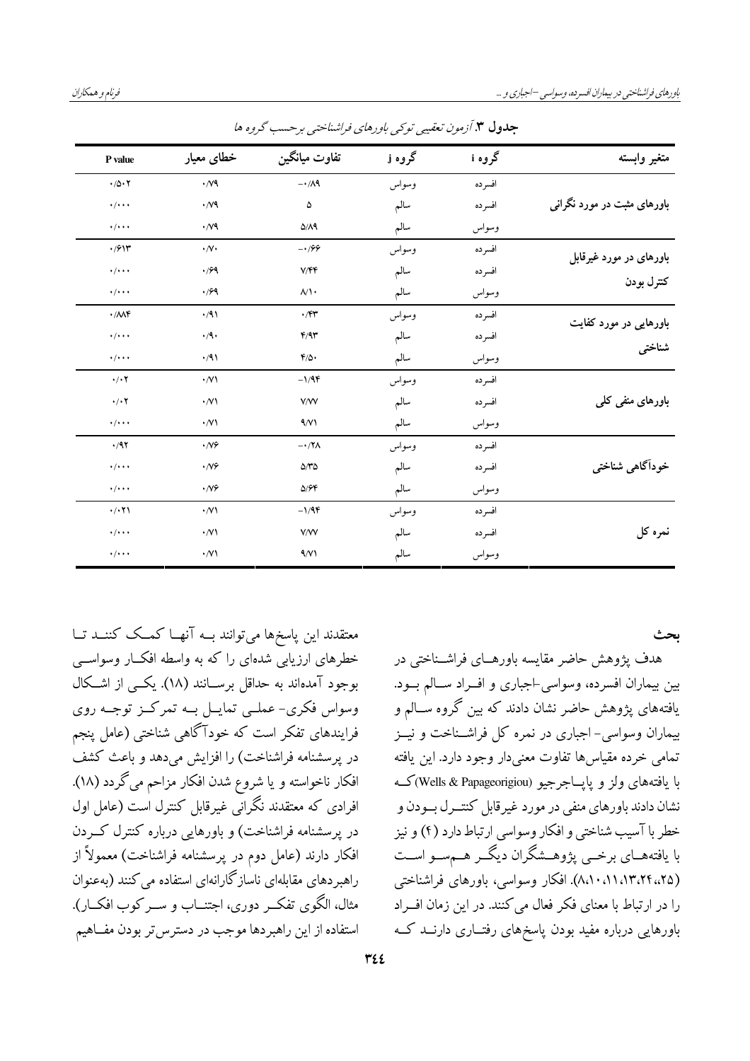**جدول ۳.** *آزمون تعقیبی توکی باورهای فراشناختی برحسب گروه ها*

| متغیر وابسته | گروه i | گروه j | تفاوت میانگین | خطای معیار | P value |
|---|---|---|---|---|---|
| باورهای مثبت در مورد نگرانی | افسرده | وسواس | -۰/۸۹ | ۰/۷۹ | ۰/۵۰۲ |
| | افسرده | سالم | ۵ | ۰/۷۹ | ۰/۰۰۰ |
| | وسواس | سالم | ۵/۸۹ | ۰/۷۹ | ۰/۰۰۰ |
| باورهای در مورد غیرقابل کنترل بودن | افسرده | وسواس | -۰/۶۶ | ۰/۷۰ | ۰/۶۱۳ |
| | افسرده | سالم | ۷/۴۴ | ۰/۶۹ | ۰/۰۰۰ |
| | وسواس | سالم | ۸/۱۰ | ۰/۶۹ | ۰/۰۰۰ |
| باورهایی در مورد کفایت شناختی | افسرده | وسواس | ۰/۴۳ | ۰/۹۱ | ۰/۸۸۴ |
| | افسرده | سالم | ۴/۹۳ | ۰/۹۰ | ۰/۰۰۰ |
| | وسواس | سالم | ۴/۵۰ | ۰/۹۱ | ۰/۰۰۰ |
| باورهای منفی کلی | افسرده | وسواس | -۱/۹۴ | ۰/۷۱ | ۰/۰۲ |
| | افسرده | سالم | ۷/۷۷ | ۰/۷۱ | ۰/۰۲ |
| | وسواس | سالم | ۹/۷۱ | ۰/۷۱ | ۰/۰۰۰ |
| خودآگاهی شناختی | افسرده | وسواس | -۰/۲۸ | ۰/۷۶ | ۰/۹۲ |
| | افسرده | سالم | ۵/۳۵ | ۰/۷۶ | ۰/۰۰۰ |
| | وسواس | سالم | ۵/۶۴ | ۰/۷۶ | ۰/۰۰۰ |
| نمره کل | افسرده | وسواس | -۱/۹۴ | ۰/۷۱ | ۰/۰۲۱ |
| | افسرده | سالم | ۷/۷۷ | ۰/۷۱ | ۰/۰۰۰ |
| | وسواس | سالم | ۹/۷۱ | ۰/۷۱ | ۰/۰۰۰ |

## بحث

هدف پژوهش حاضر مقایسه باورهـای فراشـناختی در بین بیماران افسرده، وسواسی-اجباری و افـراد سـالم بـود. یافته‌های پژوهش حاضر نشان دادند که بین گروه سـالم و بیماران وسواسی- اجباری در نمره کل فراشـناخت و نیـز تمامی خرده مقیاس‌ها تفاوت معنی‌دار وجود دارد. این یافته با یافته‌های ولز و پاپـاجرجیو (Wells & Papageorigiou) کـه نشان دادند باورهای منفی در مورد غیرقابل کنتـرل بـودن و خطر با آسیب شناختی و افکار وسواسی ارتباط دارد (۴) و نیز با یافته‌هـای برخـی پژوهـشگران دیگـر هـم‌سـو اسـت (۸،۱۰،۱۱،۱۳،۲۴،۲۵). افکار وسواسی، باورهای فراشناختی را در ارتباط با معنای فکر فعال می‌کنند. در این زمان افـراد باورهایی درباره مفید بودن پاسخ‌های رفتـاری دارنـد کـه معتقدند این پاسخ‌ها می‌توانند بـه آنهـا کمـک کننـد تـا خطرهای ارزیابی شده‌ای را که به واسطه افکـار وسواسـی بوجود آمده‌اند به حداقل برسـانند (۱۸). یکـی از اشـکال وسواس فکری- عملـی تمایـل بـه تمرکـز توجـه روی فرایندهای تفکر است که خودآگاهی شناختی (عامل پنجم در پرسشنامه فراشناخت) را افزایش می‌دهد و باعث کشف افکار ناخواسته و یا شروع شدن افکار مزاحم می‌گردد (۱۸). افرادی که معتقدند نگرانی غیرقابل کنترل است (عامل اول در پرسشنامه فراشناخت) و باورهایی درباره کنترل کـردن افکار دارند (عامل دوم در پرسشنامه فراشناخت) معمولاً از راهبردهای مقابله‌ای ناسازگارانه‌ای استفاده می‌کنند (به‌عنوان مثال، الگوی تفکـر دوری، اجتنـاب و سـرکوب افکـار). استفاده از این راهبردها موجب در دسترس‌تر بودن مفـاهیم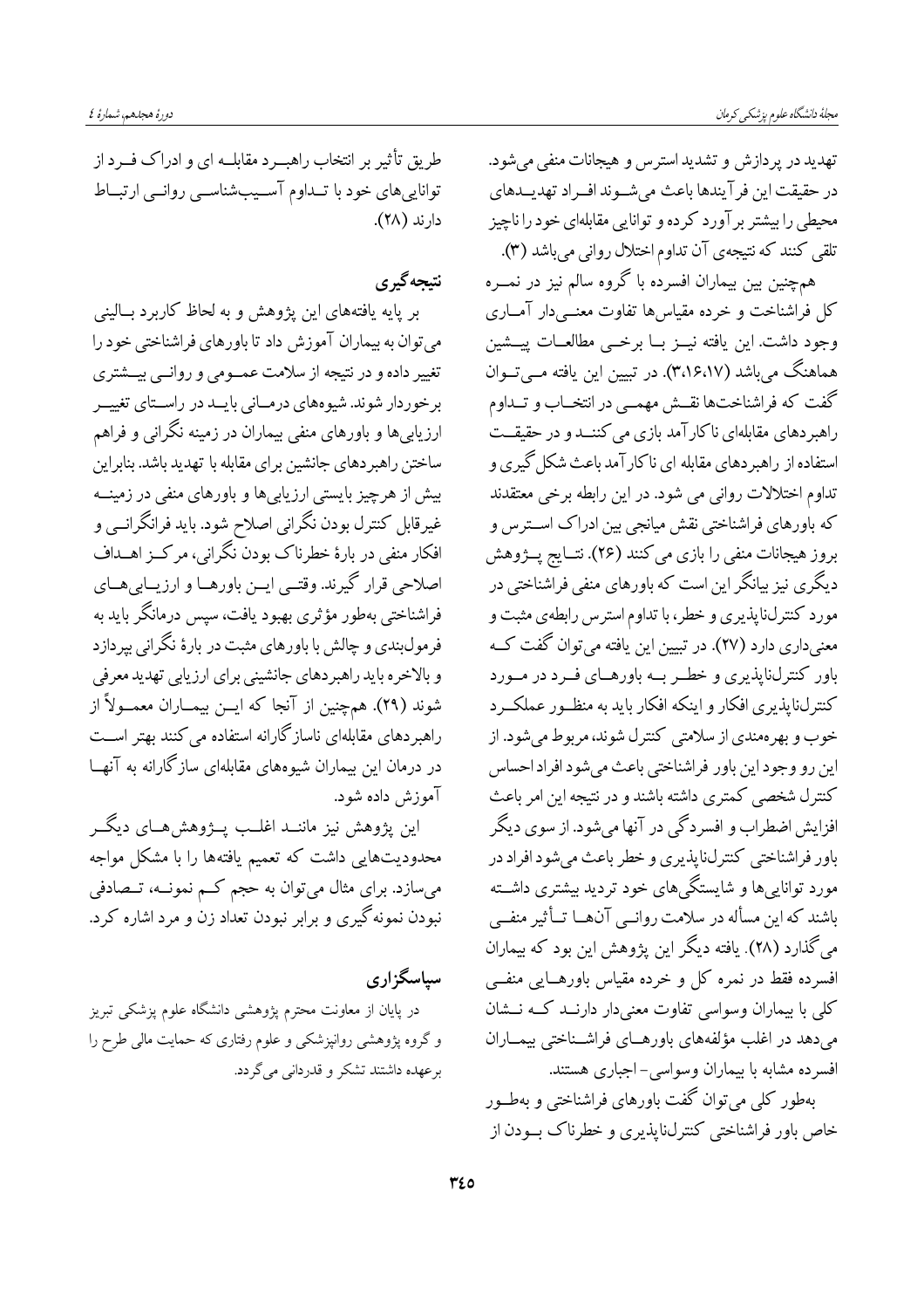تهدید در پردازش و تشدید استرس و هیجانات منفی می‌شود. در حقیقت این فرآیندها باعث می‌شوند افراد تهدیدهای محیطی را بیشتر برآورد کرده و توانایی مقابله‌ای خود را ناچیز تلقی کنند که نتیجه‌ی آن تداوم اختلال روانی می‌باشد (۳).

هم‌چنین بین بیماران افسرده با گروه سالم نیز در نمره کل فراشناخت و خرده مقیاس‌ها تفاوت معنی‌دار آماری وجود داشت. این یافته نیز با برخی مطالعات پیشین هماهنگ می‌باشد (۳،۱۶،۱۷). در تبیین این یافته می‌توان گفت که فراشناخت‌ها نقش مهمی در انتخاب و تداوم راهبردهای مقابله‌ای ناکارآمد بازی می‌کنند و در حقیقت استفاده از راهبردهای مقابله ای ناکارآمد باعث شکل‌گیری و تداوم اختلالات روانی می شود. در این رابطه برخی معتقدند که باورهای فراشناختی نقش میانجی بین ادراک استرس و بروز هیجانات منفی را بازی می‌کنند (۲۶). نتایج پژوهش دیگری نیز بیانگر این است که باورهای منفی فراشناختی در مورد کنترل‌ناپذیری و خطر، با تداوم استرس رابطه‌ی مثبت و معنی‌داری دارد (۲۷). در تبیین این یافته می‌توان گفت که باور کنترل‌ناپذیری و خطر به باورهای فرد در مورد کنترل‌ناپذیری افکار و اینکه افکار باید به منظور عملکرد خوب و بهره‌مندی از سلامتی کنترل شوند، مربوط می‌شود. از این رو وجود این باور فراشناختی باعث می‌شود افراد احساس کنترل شخصی کمتری داشته باشند و در نتیجه این امر باعث افزایش اضطراب و افسردگی در آنها می‌شود. از سوی دیگر باور فراشناختی کنترل‌ناپذیری و خطر باعث می‌شود افراد در مورد توانایی‌ها و شایستگی‌های خود تردید بیشتری داشته باشند که این مسأله در سلامت روانی آنها تأثیر منفی می‌گذارد (۲۸). یافته دیگر این پژوهش این بود که بیماران افسرده فقط در نمره کل و خرده مقیاس باورهایی منفی کلی با بیماران وسواسی تفاوت معنی‌دار دارند که نشان می‌دهد در اغلب مؤلفه‌های باورهای فراشناختی بیماران افسرده مشابه با بیماران وسواسی- اجباری هستند.

به‌طور کلی می‌توان گفت باورهای فراشناختی و به‌طور خاص باور فراشناختی کنترل‌ناپذیری و خطرناک بودن از طریق تأثیر بر انتخاب راهبرد مقابله ای و ادراک فرد از توانایی‌های خود با تداوم آسیب‌شناسی روانی ارتباط دارند (۲۸).

## نتیجه‌گیری

بر پایه یافته‌های این پژوهش و به لحاظ کاربرد بالینی می‌توان به بیماران آموزش داد تا باورهای فراشناختی خود را تغییر داده و در نتیجه از سلامت عمومی و روانی بیشتری برخوردار شوند. شیوه‌های درمانی باید در راستای تغییر ارزیابی‌ها و باورهای منفی بیماران در زمینه نگرانی و فراهم ساختن راهبردهای جانشین برای مقابله با تهدید باشد. بنابراین بیش از هرچیز بایستی ارزیابی‌ها و باورهای منفی در زمینه غیرقابل کنترل بودن نگرانی اصلاح شود. باید فرانگرانی و افکار منفی در بارهٔ خطرناک بودن نگرانی، مرکز اهداف اصلاحی قرار گیرند. وقتی این باورها و ارزیابی‌های فراشناختی به‌طور مؤثری بهبود یافت، سپس درمانگر باید به فرمول‌بندی و چالش با باورهای مثبت در بارهٔ نگرانی بپردازد و بالاخره باید راهبردهای جانشینی برای ارزیابی تهدید معرفی شوند (۲۹). هم‌چنین از آنجا که این بیماران معمولاً از راهبردهای مقابله‌ای ناسازگارانه استفاده می‌کنند بهتر است در درمان این بیماران شیوه‌های مقابله‌ای سازگارانه به آنها آموزش داده شود.

این پژوهش نیز مانند اغلب پژوهش‌های دیگر محدودیت‌هایی داشت که تعمیم یافته‌ها را با مشکل مواجه می‌سازد. برای مثال می‌توان به حجم کم نمونه، تصادفی نبودن نمونه‌گیری و برابر نبودن تعداد زن و مرد اشاره کرد.

## سپاسگزاری

در پایان از معاونت محترم پژوهشی دانشگاه علوم پزشکی تبریز و گروه پژوهشی روانپزشکی و علوم رفتاری که حمایت مالی طرح را برعهده داشتند تشکر و قدردانی می‌گردد.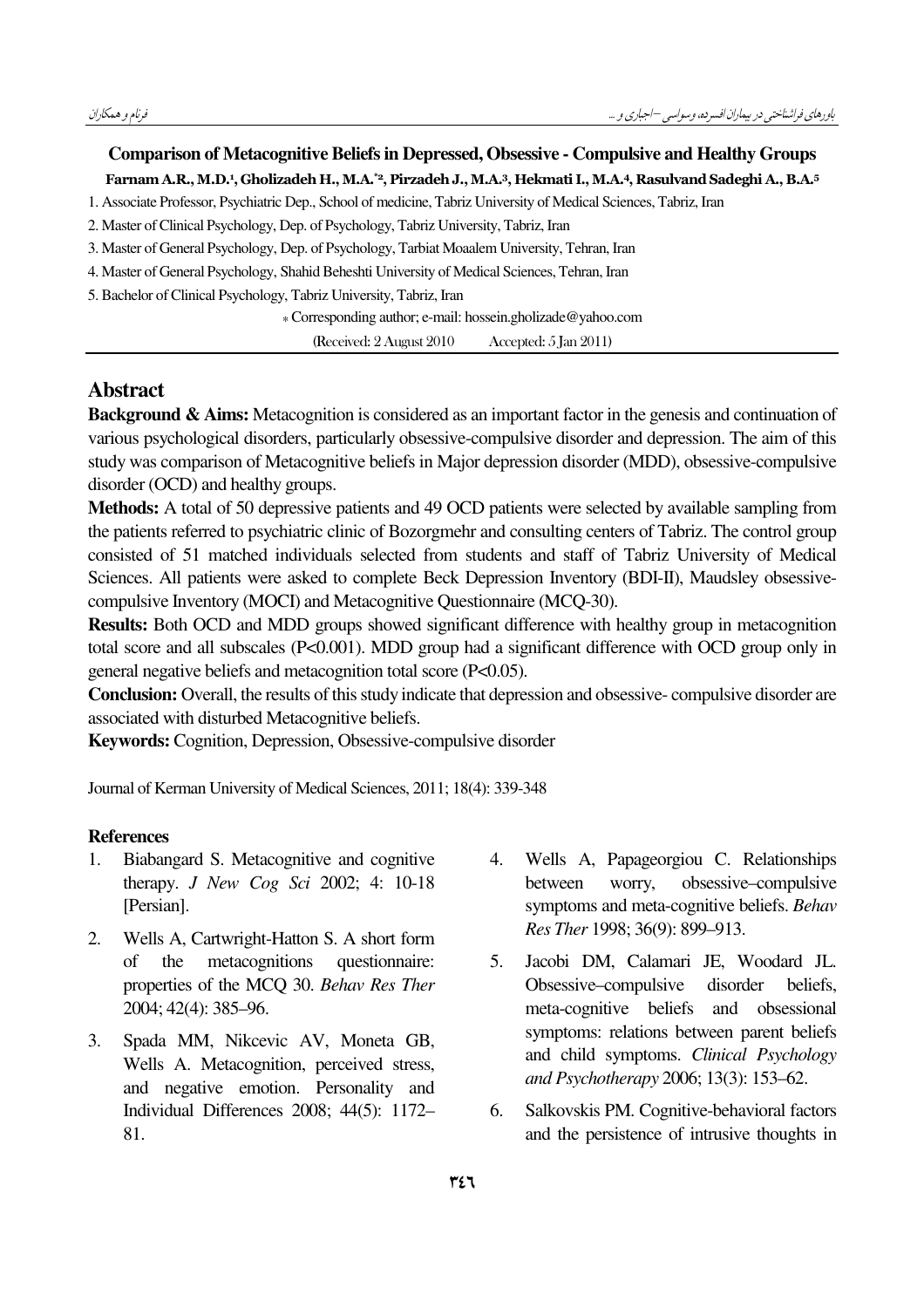**Comparison of Metacognitive Beliefs in Depressed, Obsessive - Compulsive and Healthy Groups**

**Farnam A.R., M.D.[1], Gholizadeh H., M.A.[*2], Pirzadeh J., M.A.[3], Hekmati I., M.A.[4], Rasulvand Sadeghi A., B.A.[5]**

1. Associate Professor, Psychiatric Dep., School of medicine, Tabriz University of Medical Sciences, Tabriz, Iran
2. Master of Clinical Psychology, Dep. of Psychology, Tabriz University, Tabriz, Iran
3. Master of General Psychology, Dep. of Psychology, Tarbiat Moaalem University, Tehran, Iran
4. Master of General Psychology, Shahid Beheshti University of Medical Sciences, Tehran, Iran
5. Bachelor of Clinical Psychology, Tabriz University, Tabriz, Iran

\* Corresponding author; e-mail: hossein.gholizade@yahoo.com

(Received: 2 August 2010 Accepted: 5 Jan 2011)

## Abstract

**Background & Aims:** Metacognition is considered as an important factor in the genesis and continuation of various psychological disorders, particularly obsessive-compulsive disorder and depression. The aim of this study was comparison of Metacognitive beliefs in Major depression disorder (MDD), obsessive-compulsive disorder (OCD) and healthy groups.

**Methods:** A total of 50 depressive patients and 49 OCD patients were selected by available sampling from the patients referred to psychiatric clinic of Bozorgmehr and consulting centers of Tabriz. The control group consisted of 51 matched individuals selected from students and staff of Tabriz University of Medical Sciences. All patients were asked to complete Beck Depression Inventory (BDI-II), Maudsley obsessive-compulsive Inventory (MOCI) and Metacognitive Questionnaire (MCQ-30).

**Results:** Both OCD and MDD groups showed significant difference with healthy group in metacognition total score and all subscales ($P<0.001$). MDD group had a significant difference with OCD group only in general negative beliefs and metacognition total score ($P<0.05$).

**Conclusion:** Overall, the results of this study indicate that depression and obsessive- compulsive disorder are associated with disturbed Metacognitive beliefs.

**Keywords:** Cognition, Depression, Obsessive-compulsive disorder

Journal of Kerman University of Medical Sciences, 2011; 18(4): 339-348

### References

1. Biabangard S. Metacognitive and cognitive therapy. *J New Cog Sci* 2002; 4: 10-18 [Persian].
2. Wells A, Cartwright-Hatton S. A short form of the metacognitions questionnaire: properties of the MCQ 30. *Behav Res Ther* 2004; 42(4): 385–96.
3. Spada MM, Nikcevic AV, Moneta GB, Wells A. Metacognition, perceived stress, and negative emotion. Personality and Individual Differences 2008; 44(5): 1172–81.
4. Wells A, Papageorgiou C. Relationships between worry, obsessive–compulsive symptoms and meta-cognitive beliefs. *Behav Res Ther* 1998; 36(9): 899–913.
5. Jacobi DM, Calamari JE, Woodard JL. Obsessive–compulsive disorder beliefs, meta-cognitive beliefs and obsessional symptoms: relations between parent beliefs and child symptoms. *Clinical Psychology and Psychotherapy* 2006; 13(3): 153–62.
6. Salkovskis PM. Cognitive-behavioral factors and the persistence of intrusive thoughts in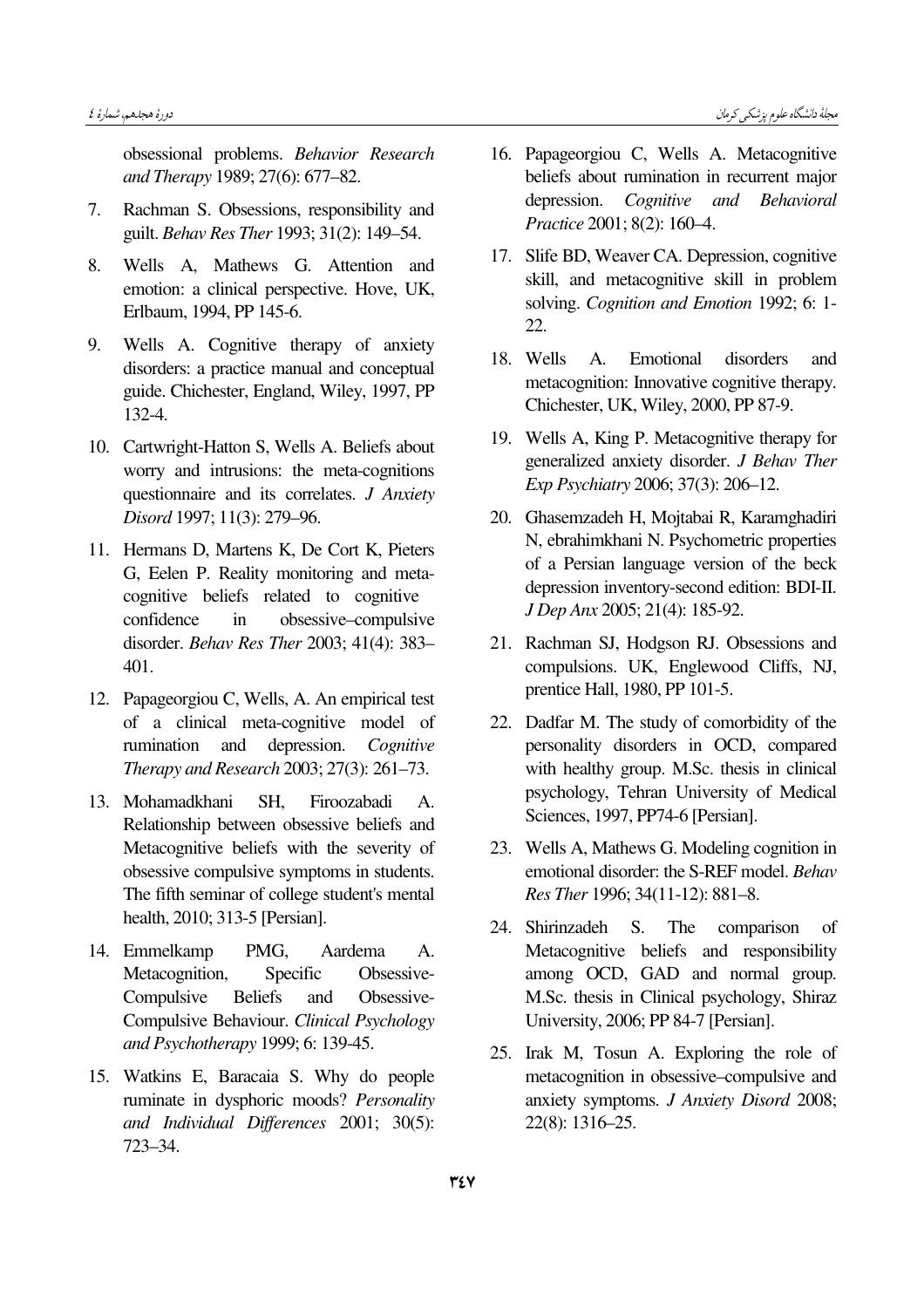obsessional problems. *Behavior Research and Therapy* 1989; 27(6): 677–82.

7. Rachman S. Obsessions, responsibility and guilt. *Behav Res Ther* 1993; 31(2): 149–54.

8. Wells A, Mathews G. Attention and emotion: a clinical perspective. Hove, UK, Erlbaum, 1994, PP 145-6.

9. Wells A. Cognitive therapy of anxiety disorders: a practice manual and conceptual guide. Chichester, England, Wiley, 1997, PP 132-4.

10. Cartwright-Hatton S, Wells A. Beliefs about worry and intrusions: the meta-cognitions questionnaire and its correlates. *J Anxiety Disord* 1997; 11(3): 279–96.

11. Hermans D, Martens K, De Cort K, Pieters G, Eelen P. Reality monitoring and meta-cognitive beliefs related to cognitive confidence in obsessive–compulsive disorder. *Behav Res Ther* 2003; 41(4): 383–401.

12. Papageorgiou C, Wells, A. An empirical test of a clinical meta-cognitive model of rumination and depression. *Cognitive Therapy and Research* 2003; 27(3): 261–73.

13. Mohamadkhani SH, Firoozabadi A. Relationship between obsessive beliefs and Metacognitive beliefs with the severity of obsessive compulsive symptoms in students. The fifth seminar of college student's mental health, 2010; 313-5 [Persian].

14. Emmelkamp PMG, Aardema A. Metacognition, Specific Obsessive-Compulsive Beliefs and Obsessive-Compulsive Behaviour. *Clinical Psychology and Psychotherapy* 1999; 6: 139-45.

15. Watkins E, Baracaia S. Why do people ruminate in dysphoric moods? *Personality and Individual Differences* 2001; 30(5): 723–34.

16. Papageorgiou C, Wells A. Metacognitive beliefs about rumination in recurrent major depression. *Cognitive and Behavioral Practice* 2001; 8(2): 160–4.

17. Slife BD, Weaver CA. Depression, cognitive skill, and metacognitive skill in problem solving. *Cognition and Emotion* 1992; 6: 1-22.

18. Wells A. Emotional disorders and metacognition: Innovative cognitive therapy. Chichester, UK, Wiley, 2000, PP 87-9.

19. Wells A, King P. Metacognitive therapy for generalized anxiety disorder. *J Behav Ther Exp Psychiatry* 2006; 37(3): 206–12.

20. Ghasemzadeh H, Mojtabai R, Karamghadiri N, ebrahimkhani N. Psychometric properties of a Persian language version of the beck depression inventory-second edition: BDI-II. *J Dep Anx* 2005; 21(4): 185-92.

21. Rachman SJ, Hodgson RJ. Obsessions and compulsions. UK, Englewood Cliffs, NJ, prentice Hall, 1980, PP 101-5.

22. Dadfar M. The study of comorbidity of the personality disorders in OCD, compared with healthy group. M.Sc. thesis in clinical psychology, Tehran University of Medical Sciences, 1997, PP74-6 [Persian].

23. Wells A, Mathews G. Modeling cognition in emotional disorder: the S-REF model. *Behav Res Ther* 1996; 34(11-12): 881–8.

24. Shirinzadeh S. The comparison of Metacognitive beliefs and responsibility among OCD, GAD and normal group. M.Sc. thesis in Clinical psychology, Shiraz University, 2006; PP 84-7 [Persian].

25. Irak M, Tosun A. Exploring the role of metacognition in obsessive–compulsive and anxiety symptoms. *J Anxiety Disord* 2008; 22(8): 1316–25.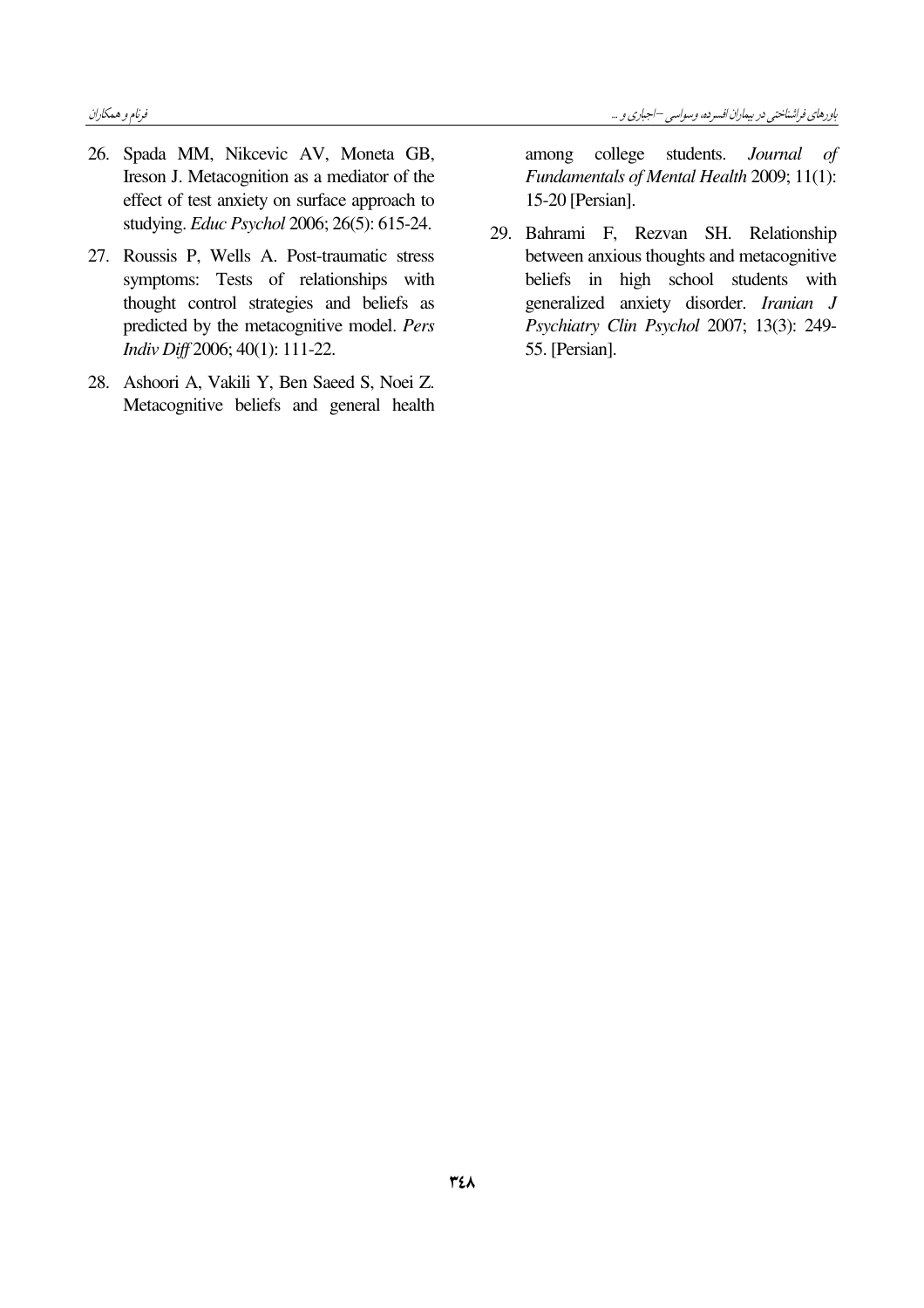26. Spada MM, Nikcevic AV, Moneta GB, Ireson J. Metacognition as a mediator of the effect of test anxiety on surface approach to studying. *Educ Psychol* 2006; 26(5): 615-24.

27. Roussis P, Wells A. Post-traumatic stress symptoms: Tests of relationships with thought control strategies and beliefs as predicted by the metacognitive model. *Pers Indiv Diff* 2006; 40(1): 111-22.

28. Ashoori A, Vakili Y, Ben Saeed S, Noei Z. Metacognitive beliefs and general health among college students. *Journal of Fundamentals of Mental Health* 2009; 11(1): 15-20 [Persian].

29. Bahrami F, Rezvan SH. Relationship between anxious thoughts and metacognitive beliefs in high school students with generalized anxiety disorder. *Iranian J Psychiatry Clin Psychol* 2007; 13(3): 249-55. [Persian].